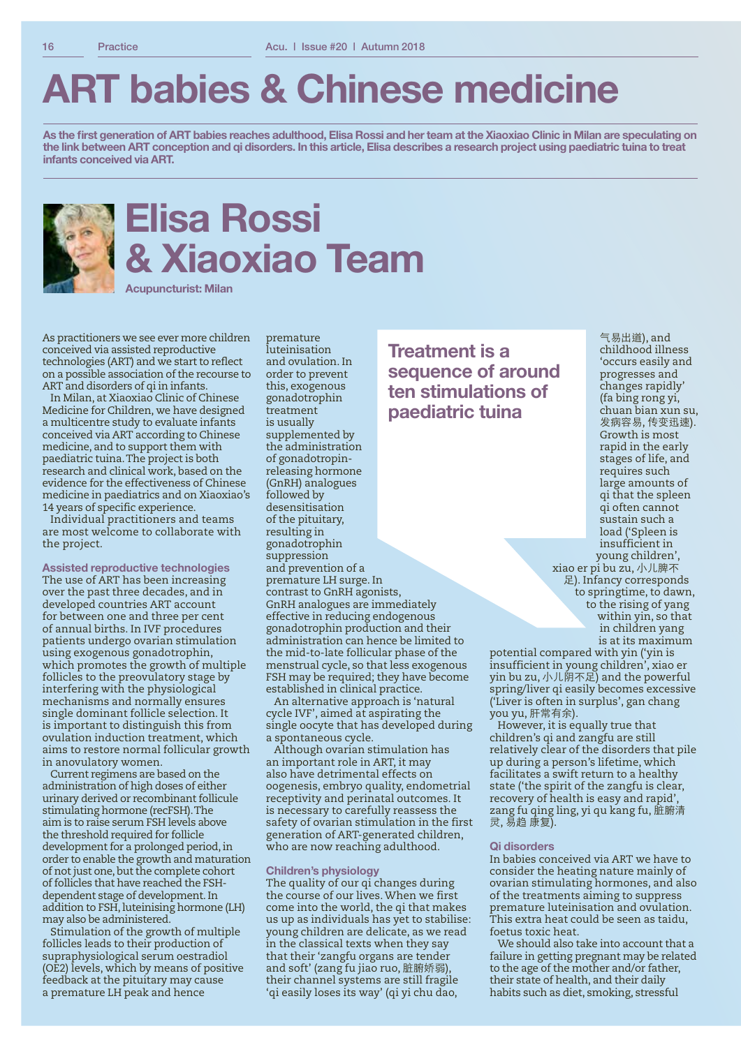# ART babies & Chinese medicine

**As the first generation of ART babies reaches adulthood, Elisa Rossi and her team at the Xiaoxiao Clinic in Milan are speculating on the link between ART conception and qi disorders. In this article, Elisa describes a research project using paediatric tuina to treat infants conceived via ART.**

## Elisa Rossi & Xiaoxiao Team

**Acupuncturist: Milan**

As practitioners we see ever more children conceived via assisted reproductive technologies (ART) and we start to reflect on a possible association of the recourse to ART and disorders of qi in infants.

In Milan, at Xiaoxiao Clinic of Chinese Medicine for Children, we have designed a multicentre study to evaluate infants conceived via ART according to Chinese medicine, and to support them with paediatric tuina. The project is both research and clinical work, based on the evidence for the effectiveness of Chinese medicine in paediatrics and on Xiaoxiao's 14 years of specific experience.

Individual practitioners and teams are most welcome to collaborate with the project.

### Assisted reproductive technologies

The use of ART has been increasing over the past three decades, and in developed countries ART account for between one and three per cent of annual births. In IVF procedures patients undergo ovarian stimulation using exogenous gonadotrophin, which promotes the growth of multiple follicles to the preovulatory stage by interfering with the physiological mechanisms and normally ensures single dominant follicle selection. It is important to distinguish this from ovulation induction treatment, which aims to restore normal follicular growth in anovulatory women.

Current regimens are based on the administration of high doses of either urinary derived or recombinant follicule stimulating hormone (recFSH). The aim is to raise serum FSH levels above the threshold required for follicle development for a prolonged period, in order to enable the growth and maturation of not just one, but the complete cohort of follicles that have reached the FSH-dependent stage of development. In addition to FSH, luteinising hormone (LH) may also be administered.

Stimulation of the growth of multiple follicles leads to their production of supraphysiological serum oestradiol (OE2) levels, which by means of positive feedback at the pituitary may cause a premature LH peak and hence premature luteinisation and ovulation. In order to prevent this, exogenous gonadotrophin treatment is usually supplemented by the administration of gonadotropin-releasing hormone (GnRH) analogues followed by desensitisation of the pituitary, resulting in gonadotrophin suppression and prevention of a premature LH surge. In contrast to GnRH agonists, GnRH analogues are immediately effective in reducing endogenous gonadotrophin production and their administration can hence be limited to the mid-to-late follicular phase of the menstrual cycle, so that less exogenous FSH may be required; they have become established in clinical practice.

An alternative approach is 'natural cycle IVF', aimed at aspirating the single oocyte that has developed during a spontaneous cycle.

Although ovarian stimulation has an important role in ART, it may also have detrimental effects on oogenesis, embryo quality, endometrial receptivity and perinatal outcomes. It is necessary to carefully reassess the safety of ovarian stimulation in the first generation of ART-generated children, who are now reaching adulthood.

> **Treatment is a sequence of around ten stimulations of paediatric tuina**

### Children's physiology

The quality of our qi changes during the course of our lives. When we first come into the world, the qi that makes us up as individuals has yet to stabilise: young children are delicate, as we read in the classical texts when they say that their 'zangfu organs are tender and soft' (zang fu jiao ruo, 脏腑娇弱), their channel systems are still fragile 'qi easily loses its way' (qi yi chu dao, 气易出道), and childhood illness 'occurs easily and progresses and changes rapidly' (fa bing rong yi, chuan bian xun su, 发病容易, 传变迅速). Growth is most rapid in the early stages of life, and requires such large amounts of qi that the spleen qi often cannot sustain such a load ('Spleen is insufficient in young children', xiao er pi bu zu, 小儿脾不足). Infancy corresponds to springtime, to dawn, to the rising of yang within yin, so that in children yang is at its maximum potential compared with yin ('yin is insufficient in young children', xiao er yin bu zu, 小儿阴不足) and the powerful spring/liver qi easily becomes excessive ('Liver is often in surplus', gan chang you yu, 肝常有余).

However, it is equally true that children's qi and zangfu are still relatively clear of the disorders that pile up during a person's lifetime, which facilitates a swift return to a healthy state ('the spirit of the zangfu is clear, recovery of health is easy and rapid', zang fu qing ling, yi qu kang fu, 脏腑清灵, 易趋 康复).

### Qi disorders

In babies conceived via ART we have to consider the heating nature mainly of ovarian stimulating hormones, and also of the treatments aiming to suppress premature luteinisation and ovulation. This extra heat could be seen as taidu, foetus toxic heat.

We should also take into account that a failure in getting pregnant may be related to the age of the mother and/or father, their state of health, and their daily habits such as diet, smoking, stressful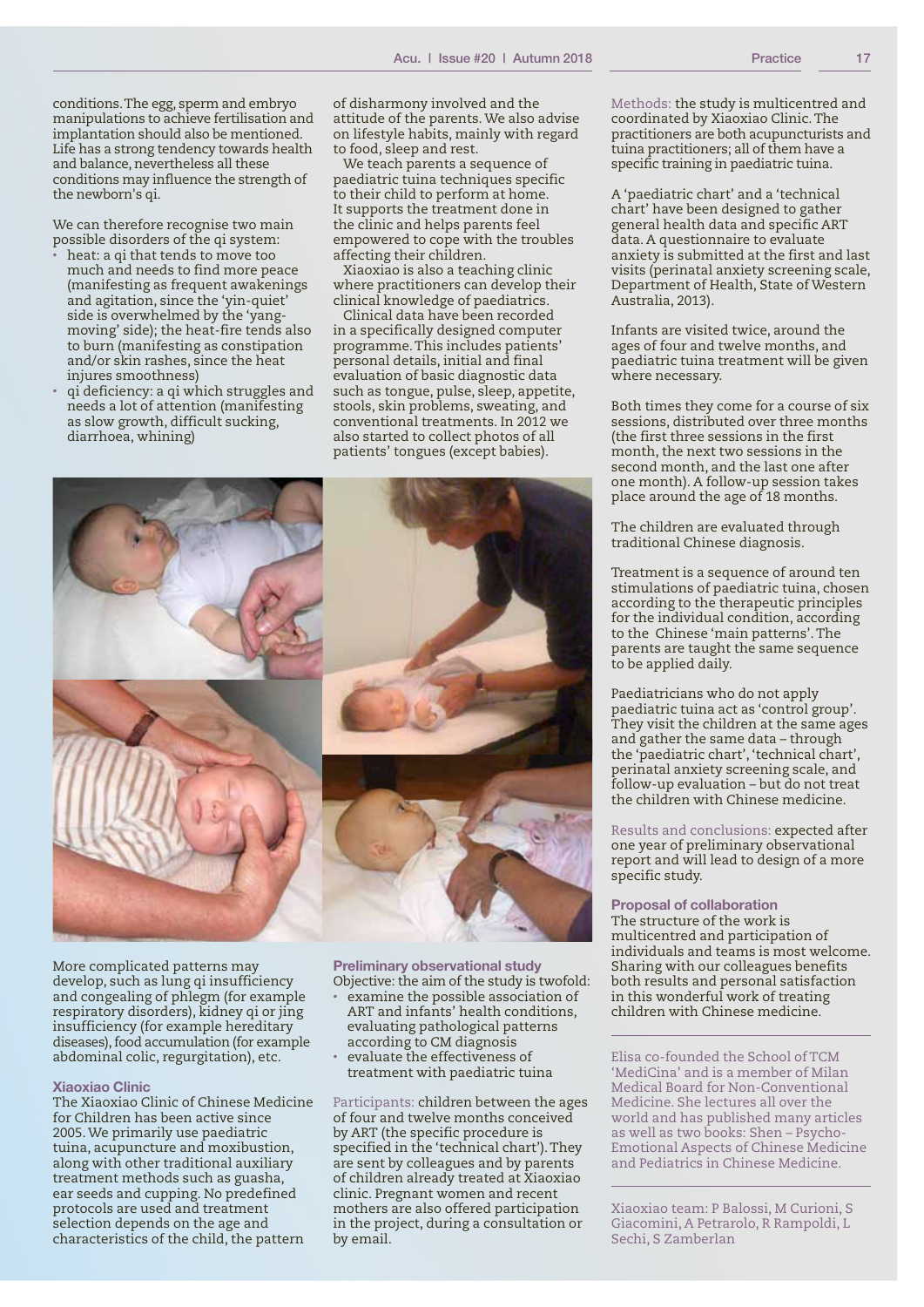conditions. The egg, sperm and embryo manipulations to achieve fertilisation and implantation should also be mentioned. Life has a strong tendency towards health and balance, nevertheless all these conditions may influence the strength of the newborn's qi.

We can therefore recognise two main possible disorders of the qi system:

- heat: a qi that tends to move too much and needs to find more peace (manifesting as frequent awakenings and agitation, since the 'yin-quiet' side is overwhelmed by the 'yang-moving' side); the heat-fire tends also to burn (manifesting as constipation and/or skin rashes, since the heat injures smoothness)
- qi deficiency: a qi which struggles and needs a lot of attention (manifesting as slow growth, difficult sucking, diarrhoea, whining)

More complicated patterns may develop, such as lung qi insufficiency and congealing of phlegm (for example respiratory disorders), kidney qi or jing insufficiency (for example hereditary diseases), food accumulation (for example abdominal colic, regurgitation), etc.

### Xiaoxiao Clinic

The Xiaoxiao Clinic of Chinese Medicine for Children has been active since 2005. We primarily use paediatric tuina, acupuncture and moxibustion, along with other traditional auxiliary treatment methods such as guasha, ear seeds and cupping. No predefined protocols are used and treatment selection depends on the age and characteristics of the child, the pattern of disharmony involved and the attitude of the parents. We also advise on lifestyle habits, mainly with regard to food, sleep and rest.

We teach parents a sequence of paediatric tuina techniques specific to their child to perform at home. It supports the treatment done in the clinic and helps parents feel empowered to cope with the troubles affecting their children.

Xiaoxiao is also a teaching clinic where practitioners can develop their clinical knowledge of paediatrics.

Clinical data have been recorded in a specifically designed computer programme. This includes patients' personal details, initial and final evaluation of basic diagnostic data such as tongue, pulse, sleep, appetite, stools, skin problems, sweating, and conventional treatments. In 2012 we also started to collect photos of all patients' tongues (except babies).

### Preliminary observational study

Objective: the aim of the study is twofold:

- examine the possible association of ART and infants' health conditions, evaluating pathological patterns according to CM diagnosis
- evaluate the effectiveness of treatment with paediatric tuina

Participants: children between the ages of four and twelve months conceived by ART (the specific procedure is specified in the 'technical chart'). They are sent by colleagues and by parents of children already treated at Xiaoxiao clinic. Pregnant women and recent mothers are also offered participation in the project, during a consultation or by email.

Methods: the study is multicentred and coordinated by Xiaoxiao Clinic. The practitioners are both acupuncturists and tuina practitioners; all of them have a specific training in paediatric tuina.

A 'paediatric chart' and a 'technical chart' have been designed to gather general health data and specific ART data. A questionnaire to evaluate anxiety is submitted at the first and last visits (perinatal anxiety screening scale, Department of Health, State of Western Australia, 2013).

Infants are visited twice, around the ages of four and twelve months, and paediatric tuina treatment will be given where necessary.

Both times they come for a course of six sessions, distributed over three months (the first three sessions in the first month, the next two sessions in the second month, and the last one after one month). A follow-up session takes place around the age of 18 months.

The children are evaluated through traditional Chinese diagnosis.

Treatment is a sequence of around ten stimulations of paediatric tuina, chosen according to the therapeutic principles for the individual condition, according to the Chinese 'main patterns'. The parents are taught the same sequence to be applied daily.

Paediatricians who do not apply paediatric tuina act as 'control group'. They visit the children at the same ages and gather the same data – through the 'paediatric chart', 'technical chart', perinatal anxiety screening scale, and follow-up evaluation – but do not treat the children with Chinese medicine.

Results and conclusions: expected after one year of preliminary observational report and will lead to design of a more specific study.

### Proposal of collaboration

The structure of the work is multicentred and participation of individuals and teams is most welcome. Sharing with our colleagues benefits both results and personal satisfaction in this wonderful work of treating children with Chinese medicine.

---

Elisa co-founded the School of TCM 'MediCina' and is a member of Milan Medical Board for Non-Conventional Medicine. She lectures all over the world and has published many articles as well as two books: Shen – Psycho-Emotional Aspects of Chinese Medicine and Pediatrics in Chinese Medicine.

---

Xiaoxiao team: P Balossi, M Curioni, S Giacomini, A Petrarolo, R Rampoldi, L Sechi, S Zamberlan